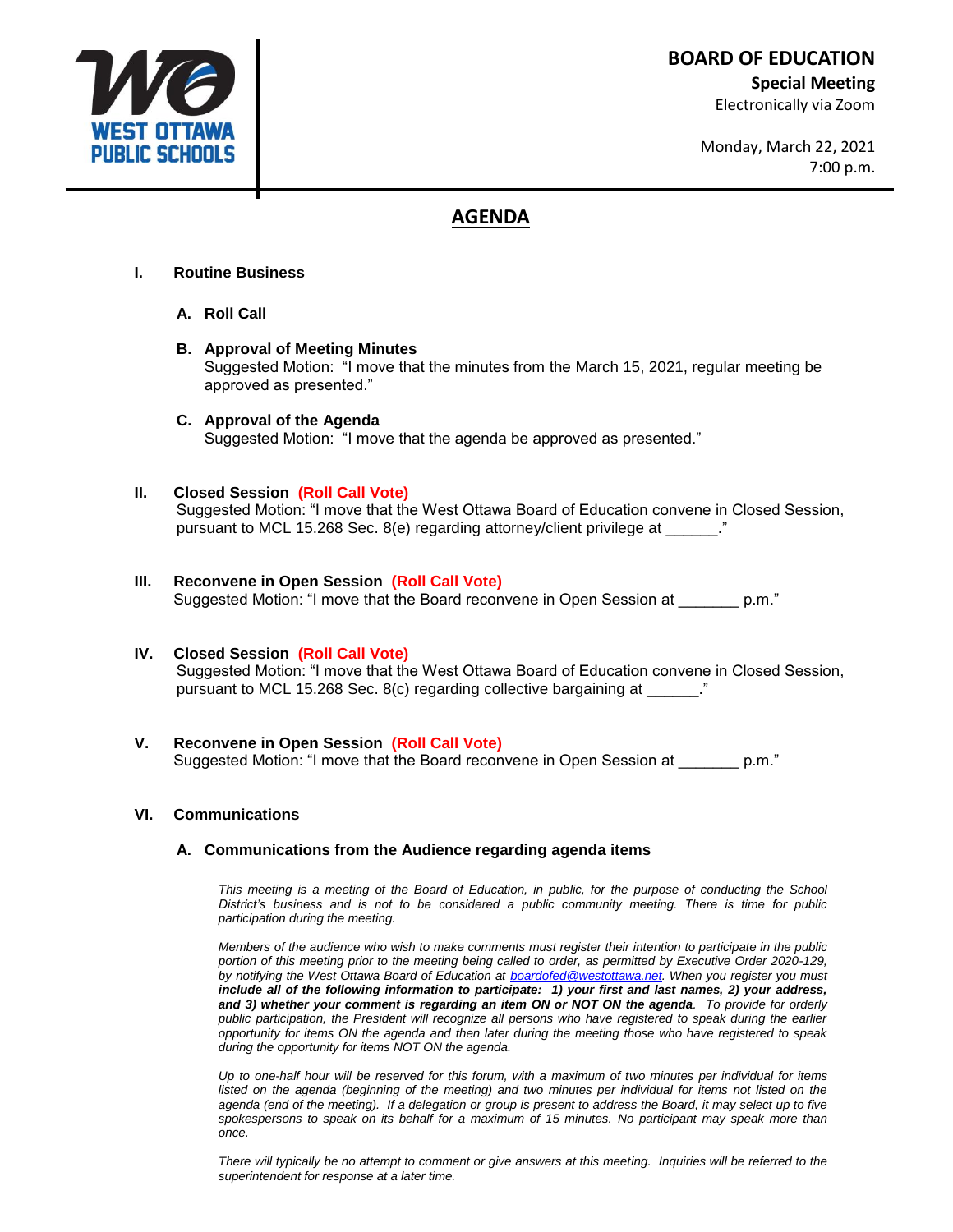WEST OTTAWA PUBLIC SCHOOLS

**BOARD OF EDUCATION**
**Special Meeting**
Electronically via Zoom

Monday, March 22, 2021
7:00 p.m.

# AGENDA

## I. Routine Business

**A. Roll Call**

**B. Approval of Meeting Minutes**
Suggested Motion: "I move that the minutes from the March 15, 2021, regular meeting be approved as presented."

**C. Approval of the Agenda**
Suggested Motion: "I move that the agenda be approved as presented."

## II. Closed Session (Roll Call Vote)

Suggested Motion: "I move that the West Ottawa Board of Education convene in Closed Session, pursuant to MCL 15.268 Sec. 8(e) regarding attorney/client privilege at ______."

## III. Reconvene in Open Session (Roll Call Vote)

Suggested Motion: "I move that the Board reconvene in Open Session at _______ p.m."

## IV. Closed Session (Roll Call Vote)

Suggested Motion: "I move that the West Ottawa Board of Education convene in Closed Session, pursuant to MCL 15.268 Sec. 8(c) regarding collective bargaining at ______."

## V. Reconvene in Open Session (Roll Call Vote)

Suggested Motion: "I move that the Board reconvene in Open Session at _______ p.m."

## VI. Communications

**A. Communications from the Audience regarding agenda items**

*This meeting is a meeting of the Board of Education, in public, for the purpose of conducting the School District's business and is not to be considered a public community meeting. There is time for public participation during the meeting.*

*Members of the audience who wish to make comments must register their intention to participate in the public portion of this meeting prior to the meeting being called to order, as permitted by Executive Order 2020-129, by notifying the West Ottawa Board of Education at boardofed@westottawa.net. When you register you must **include all of the following information to participate: 1) your first and last names, 2) your address, and 3) whether your comment is regarding an item ON or NOT ON the agenda**. To provide for orderly public participation, the President will recognize all persons who have registered to speak during the earlier opportunity for items ON the agenda and then later during the meeting those who have registered to speak during the opportunity for items NOT ON the agenda.*

*Up to one-half hour will be reserved for this forum, with a maximum of two minutes per individual for items listed on the agenda (beginning of the meeting) and two minutes per individual for items not listed on the agenda (end of the meeting). If a delegation or group is present to address the Board, it may select up to five spokespersons to speak on its behalf for a maximum of 15 minutes. No participant may speak more than once.*

*There will typically be no attempt to comment or give answers at this meeting. Inquiries will be referred to the superintendent for response at a later time.*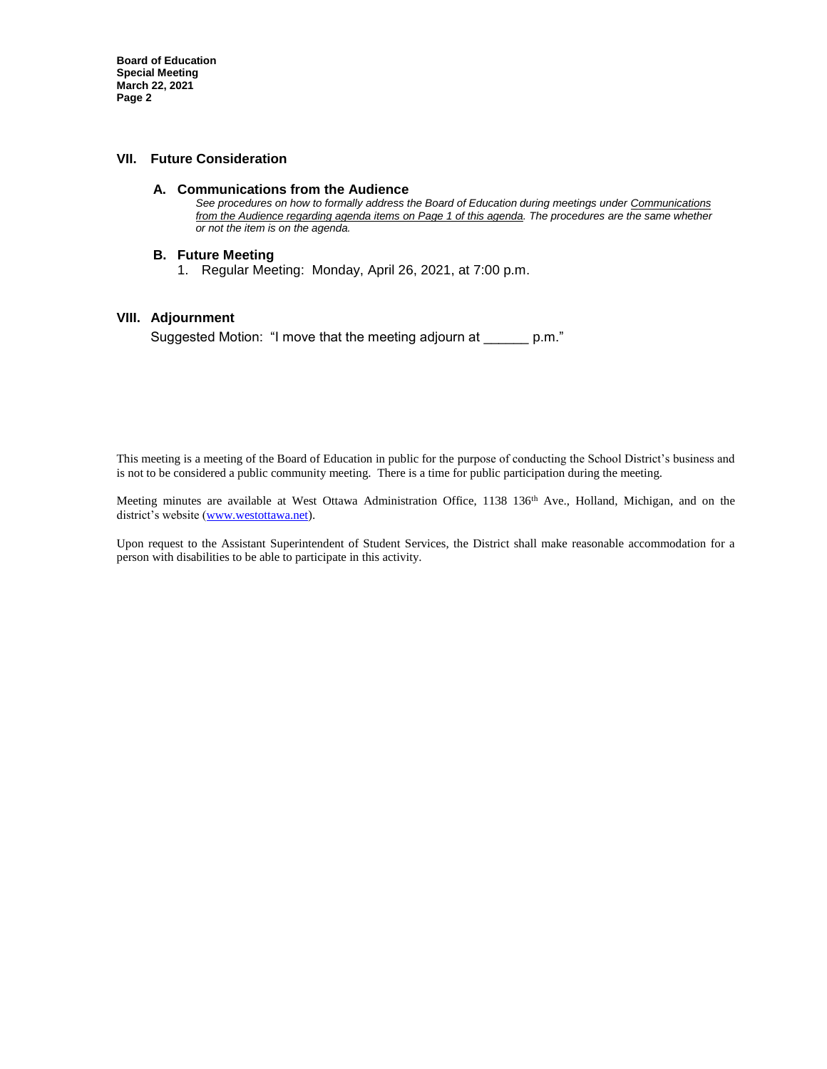## VII. Future Consideration

### A. Communications from the Audience

*See procedures on how to formally address the Board of Education during meetings under Communications from the Audience regarding agenda items on Page 1 of this agenda. The procedures are the same whether or not the item is on the agenda.*

### B. Future Meeting

1. Regular Meeting: Monday, April 26, 2021, at 7:00 p.m.

## VIII. Adjournment

Suggested Motion: "I move that the meeting adjourn at ______ p.m."

This meeting is a meeting of the Board of Education in public for the purpose of conducting the School District's business and is not to be considered a public community meeting. There is a time for public participation during the meeting.

Meeting minutes are available at West Ottawa Administration Office, 1138 136th Ave., Holland, Michigan, and on the district's website (www.westottawa.net).

Upon request to the Assistant Superintendent of Student Services, the District shall make reasonable accommodation for a person with disabilities to be able to participate in this activity.